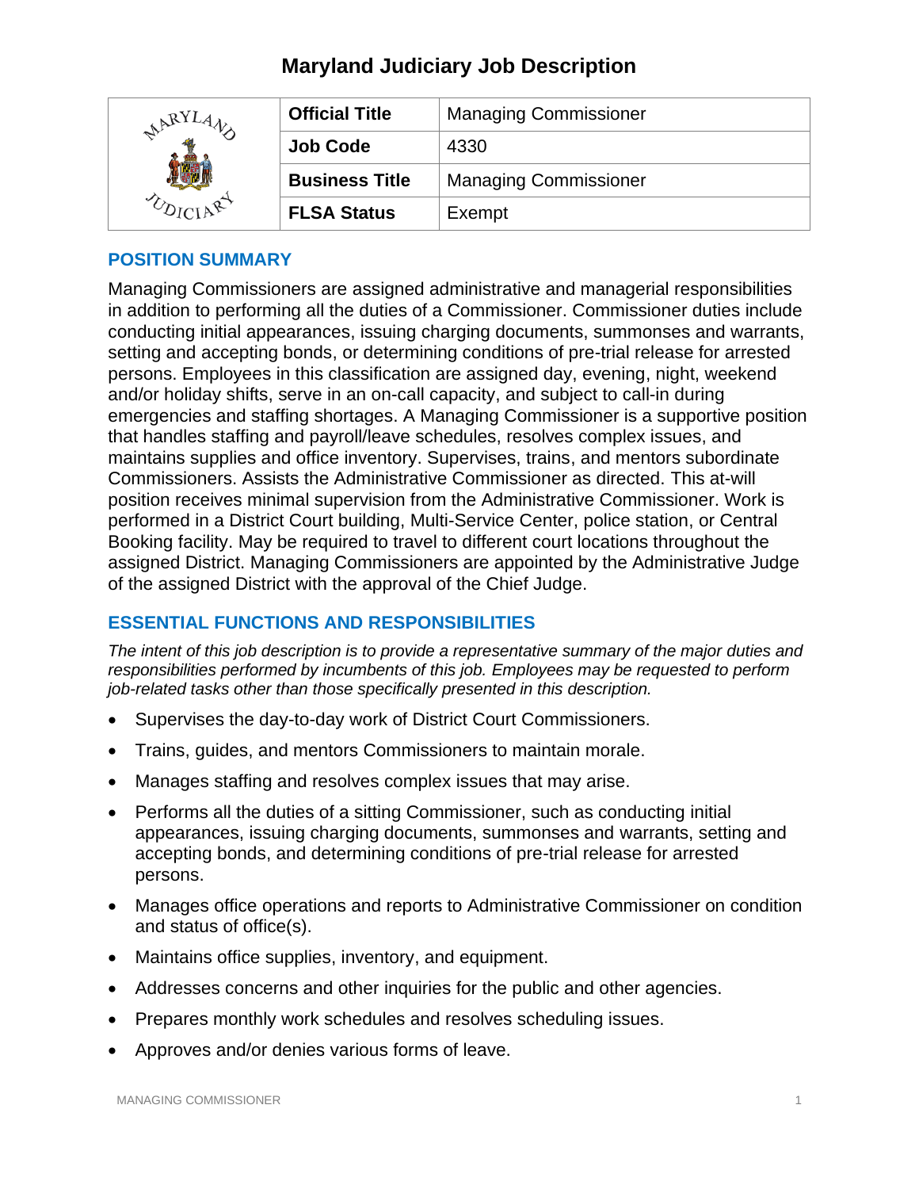# Maryland Judiciary Job Description

| | | |
|---|---|---|
| | **Official Title** | Managing Commissioner |
| | **Job Code** | 4330 |
| | **Business Title** | Managing Commissioner |
| | **FLSA Status** | Exempt |

## POSITION SUMMARY

Managing Commissioners are assigned administrative and managerial responsibilities in addition to performing all the duties of a Commissioner. Commissioner duties include conducting initial appearances, issuing charging documents, summonses and warrants, setting and accepting bonds, or determining conditions of pre-trial release for arrested persons. Employees in this classification are assigned day, evening, night, weekend and/or holiday shifts, serve in an on-call capacity, and subject to call-in during emergencies and staffing shortages. A Managing Commissioner is a supportive position that handles staffing and payroll/leave schedules, resolves complex issues, and maintains supplies and office inventory. Supervises, trains, and mentors subordinate Commissioners. Assists the Administrative Commissioner as directed. This at-will position receives minimal supervision from the Administrative Commissioner. Work is performed in a District Court building, Multi-Service Center, police station, or Central Booking facility. May be required to travel to different court locations throughout the assigned District. Managing Commissioners are appointed by the Administrative Judge of the assigned District with the approval of the Chief Judge.

## ESSENTIAL FUNCTIONS AND RESPONSIBILITIES

*The intent of this job description is to provide a representative summary of the major duties and responsibilities performed by incumbents of this job. Employees may be requested to perform job-related tasks other than those specifically presented in this description.*

- Supervises the day-to-day work of District Court Commissioners.
- Trains, guides, and mentors Commissioners to maintain morale.
- Manages staffing and resolves complex issues that may arise.
- Performs all the duties of a sitting Commissioner, such as conducting initial appearances, issuing charging documents, summonses and warrants, setting and accepting bonds, and determining conditions of pre-trial release for arrested persons.
- Manages office operations and reports to Administrative Commissioner on condition and status of office(s).
- Maintains office supplies, inventory, and equipment.
- Addresses concerns and other inquiries for the public and other agencies.
- Prepares monthly work schedules and resolves scheduling issues.
- Approves and/or denies various forms of leave.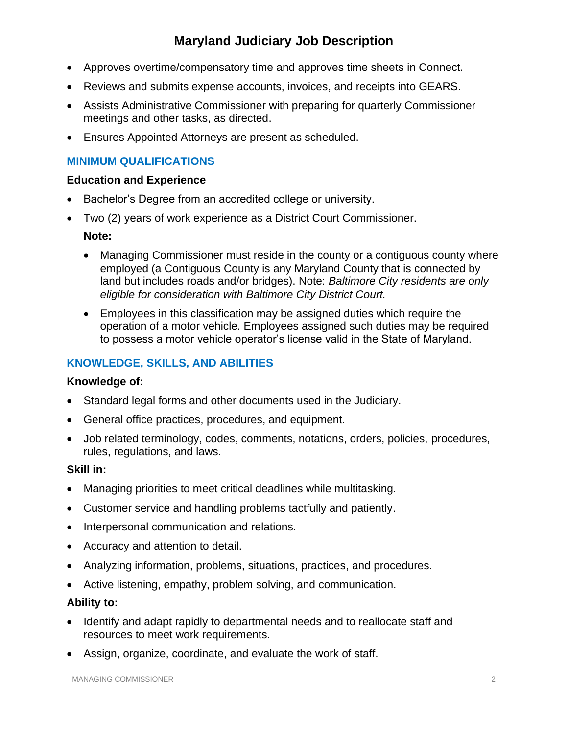- Approves overtime/compensatory time and approves time sheets in Connect.
- Reviews and submits expense accounts, invoices, and receipts into GEARS.
- Assists Administrative Commissioner with preparing for quarterly Commissioner meetings and other tasks, as directed.
- Ensures Appointed Attorneys are present as scheduled.

## MINIMUM QUALIFICATIONS

### Education and Experience

- Bachelor's Degree from an accredited college or university.
- Two (2) years of work experience as a District Court Commissioner.

  **Note:**

  - Managing Commissioner must reside in the county or a contiguous county where employed (a Contiguous County is any Maryland County that is connected by land but includes roads and/or bridges). Note: *Baltimore City residents are only eligible for consideration with Baltimore City District Court.*
  - Employees in this classification may be assigned duties which require the operation of a motor vehicle. Employees assigned such duties may be required to possess a motor vehicle operator's license valid in the State of Maryland.

## KNOWLEDGE, SKILLS, AND ABILITIES

### Knowledge of:

- Standard legal forms and other documents used in the Judiciary.
- General office practices, procedures, and equipment.
- Job related terminology, codes, comments, notations, orders, policies, procedures, rules, regulations, and laws.

### Skill in:

- Managing priorities to meet critical deadlines while multitasking.
- Customer service and handling problems tactfully and patiently.
- Interpersonal communication and relations.
- Accuracy and attention to detail.
- Analyzing information, problems, situations, practices, and procedures.
- Active listening, empathy, problem solving, and communication.

### Ability to:

- Identify and adapt rapidly to departmental needs and to reallocate staff and resources to meet work requirements.
- Assign, organize, coordinate, and evaluate the work of staff.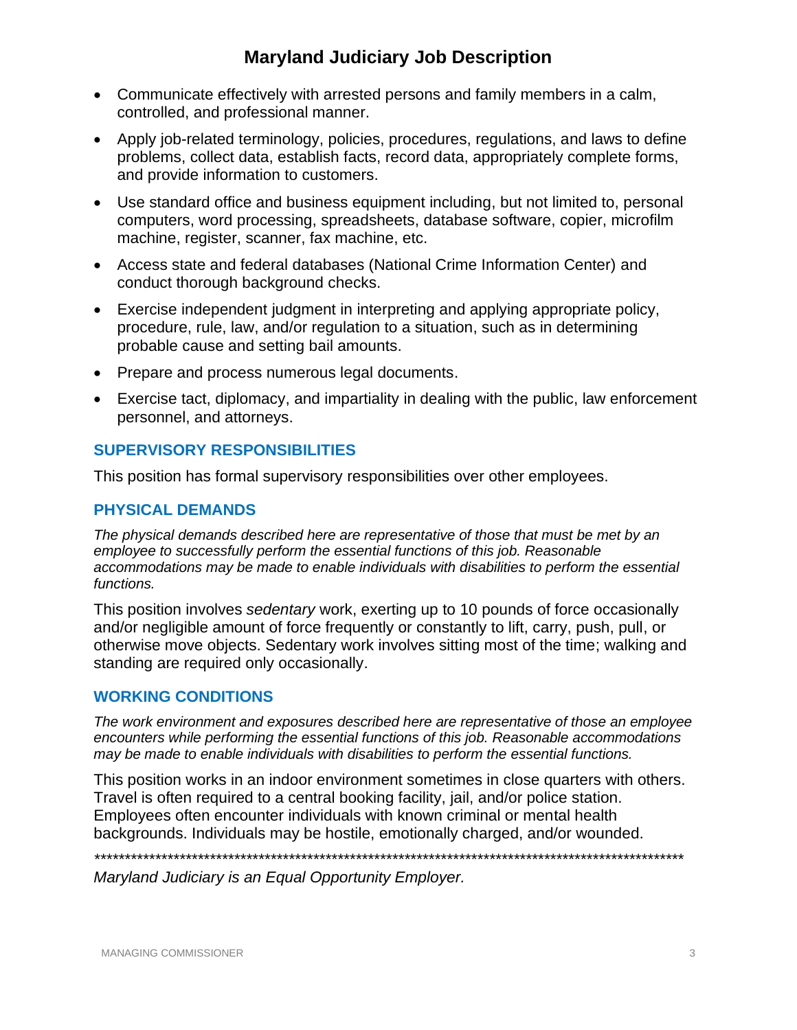- Communicate effectively with arrested persons and family members in a calm, controlled, and professional manner.
- Apply job-related terminology, policies, procedures, regulations, and laws to define problems, collect data, establish facts, record data, appropriately complete forms, and provide information to customers.
- Use standard office and business equipment including, but not limited to, personal computers, word processing, spreadsheets, database software, copier, microfilm machine, register, scanner, fax machine, etc.
- Access state and federal databases (National Crime Information Center) and conduct thorough background checks.
- Exercise independent judgment in interpreting and applying appropriate policy, procedure, rule, law, and/or regulation to a situation, such as in determining probable cause and setting bail amounts.
- Prepare and process numerous legal documents.
- Exercise tact, diplomacy, and impartiality in dealing with the public, law enforcement personnel, and attorneys.

## SUPERVISORY RESPONSIBILITIES

This position has formal supervisory responsibilities over other employees.

## PHYSICAL DEMANDS

*The physical demands described here are representative of those that must be met by an employee to successfully perform the essential functions of this job. Reasonable accommodations may be made to enable individuals with disabilities to perform the essential functions.*

This position involves *sedentary* work, exerting up to 10 pounds of force occasionally and/or negligible amount of force frequently or constantly to lift, carry, push, pull, or otherwise move objects. Sedentary work involves sitting most of the time; walking and standing are required only occasionally.

## WORKING CONDITIONS

*The work environment and exposures described here are representative of those an employee encounters while performing the essential functions of this job. Reasonable accommodations may be made to enable individuals with disabilities to perform the essential functions.*

This position works in an indoor environment sometimes in close quarters with others. Travel is often required to a central booking facility, jail, and/or police station. Employees often encounter individuals with known criminal or mental health backgrounds. Individuals may be hostile, emotionally charged, and/or wounded.

*****************************************************************************************************

*Maryland Judiciary is an Equal Opportunity Employer.*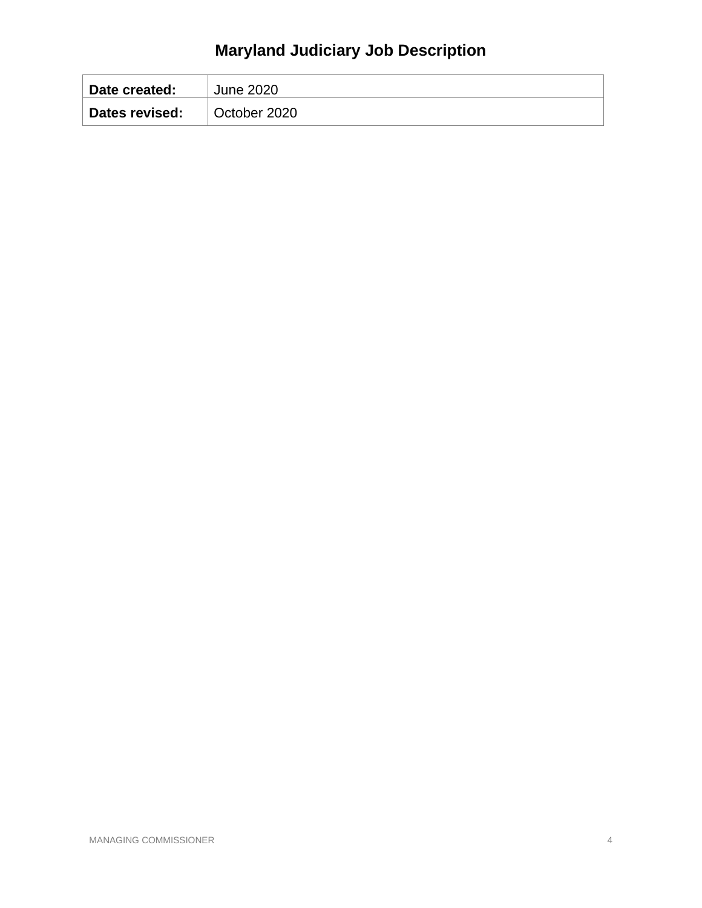# Maryland Judiciary Job Description

| | |
|---|---|
| **Date created:** | June 2020 |
| **Dates revised:** | October 2020 |